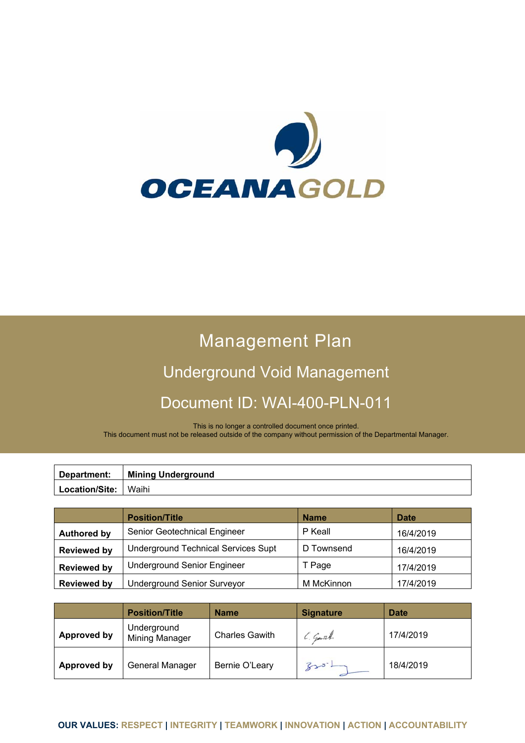OCEANAGOLD

# Management Plan

## Underground Void Management

## Document ID: WAI-400-PLN-011

This is no longer a controlled document once printed.
This document must not be released outside of the company without permission of the Departmental Manager.

| **Department:** | **Mining Underground** |
|---|---|
| **Location/Site:** | Waihi |

| | **Position/Title** | **Name** | **Date** |
|---|---|---|---|
| **Authored by** | Senior Geotechnical Engineer | P Keall | 16/4/2019 |
| **Reviewed by** | Underground Technical Services Supt | D Townsend | 16/4/2019 |
| **Reviewed by** | Underground Senior Engineer | T Page | 17/4/2019 |
| **Reviewed by** | Underground Senior Surveyor | M McKinnon | 17/4/2019 |

| | **Position/Title** | **Name** | **Signature** | **Date** |
|---|---|---|---|---|
| **Approved by** | Underground Mining Manager | Charles Gawith | C. Gawith | 17/4/2019 |
| **Approved by** | General Manager | Bernie O'Leary | | 18/4/2019 |

**OUR VALUES: RESPECT | INTEGRITY | TEAMWORK | INNOVATION | ACTION | ACCOUNTABILITY**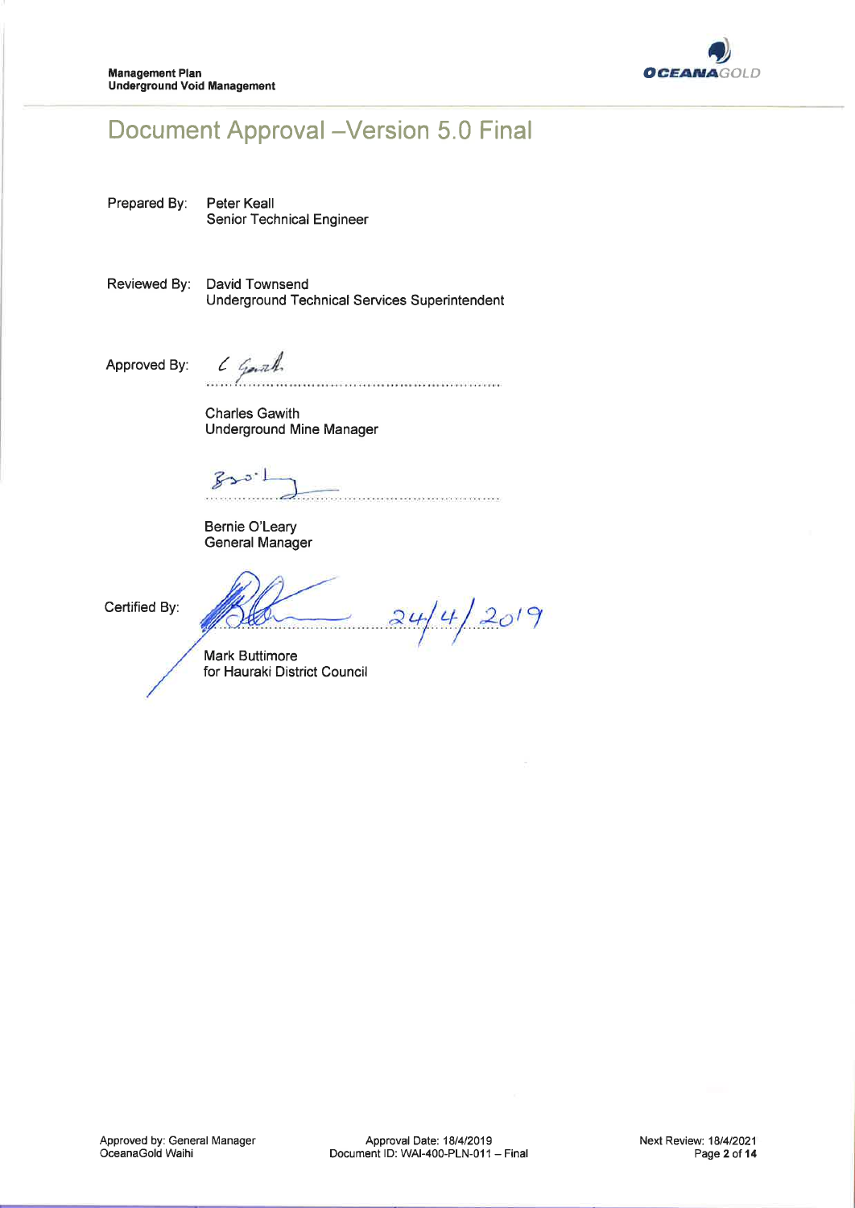# Document Approval –Version 5.0 Final

Prepared By: Peter Keall
Senior Technical Engineer

Reviewed By: David Townsend
Underground Technical Services Superintendent

Approved By: ..........................................................

Charles Gawith
Underground Mine Manager

..........................................................

Bernie O'Leary
General Manager

Certified By: .......................................... 24/4/2019

Mark Buttimore
for Hauraki District Council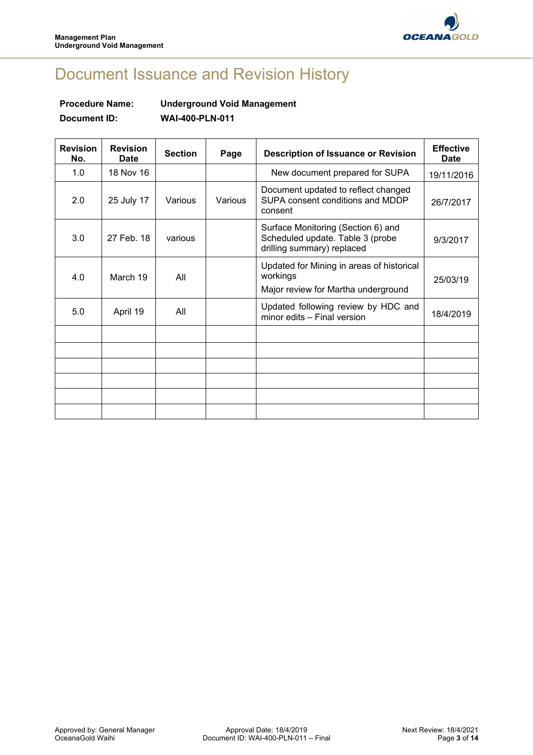# Document Issuance and Revision History

**Procedure Name:** **Underground Void Management**

**Document ID:** **WAI-400-PLN-011**

| Revision No. | Revision Date | Section | Page | Description of Issuance or Revision | Effective Date |
|---|---|---|---|---|---|
| 1.0 | 18 Nov 16 | | | New document prepared for SUPA | 19/11/2016 |
| 2.0 | 25 July 17 | Various | Various | Document updated to reflect changed SUPA consent conditions and MDDP consent | 26/7/2017 |
| 3.0 | 27 Feb. 18 | various | | Surface Monitoring (Section 6) and Scheduled update. Table 3 (probe drilling summary) replaced | 9/3/2017 |
| 4.0 | March 19 | All | | Updated for Mining in areas of historical workings<br>Major review for Martha underground | 25/03/19 |
| 5.0 | April 19 | All | | Updated following review by HDC and minor edits – Final version | 18/4/2019 |
| | | | | | |
| | | | | | |
| | | | | | |
| | | | | | |
| | | | | | |
| | | | | | |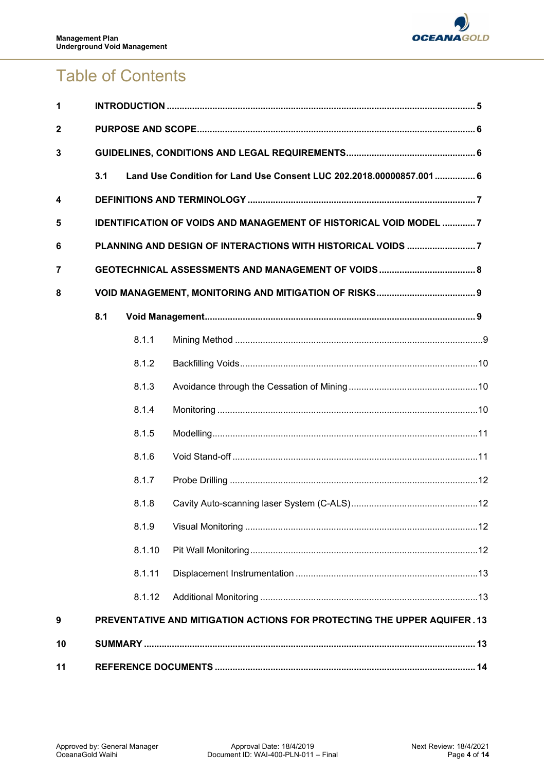# Table of Contents

1 INTRODUCTION ........ 5

2 PURPOSE AND SCOPE ........ 6

3 GUIDELINES, CONDITIONS AND LEGAL REQUIREMENTS ........ 6

- 3.1 Land Use Condition for Land Use Consent LUC 202.2018.00000857.001 ........ 6

4 DEFINITIONS AND TERMINOLOGY ........ 7

5 IDENTIFICATION OF VOIDS AND MANAGEMENT OF HISTORICAL VOID MODEL ........ 7

6 PLANNING AND DESIGN OF INTERACTIONS WITH HISTORICAL VOIDS ........ 7

7 GEOTECHNICAL ASSESSMENTS AND MANAGEMENT OF VOIDS ........ 8

8 VOID MANAGEMENT, MONITORING AND MITIGATION OF RISKS ........ 9

- 8.1 Void Management ........ 9
  - 8.1.1 Mining Method ........ 9
  - 8.1.2 Backfilling Voids ........ 10
  - 8.1.3 Avoidance through the Cessation of Mining ........ 10
  - 8.1.4 Monitoring ........ 10
  - 8.1.5 Modelling ........ 11
  - 8.1.6 Void Stand-off ........ 11
  - 8.1.7 Probe Drilling ........ 12
  - 8.1.8 Cavity Auto-scanning laser System (C-ALS) ........ 12
  - 8.1.9 Visual Monitoring ........ 12
  - 8.1.10 Pit Wall Monitoring ........ 12
  - 8.1.11 Displacement Instrumentation ........ 13
  - 8.1.12 Additional Monitoring ........ 13

9 PREVENTATIVE AND MITIGATION ACTIONS FOR PROTECTING THE UPPER AQUIFER . 13

10 SUMMARY ........ 13

11 REFERENCE DOCUMENTS ........ 14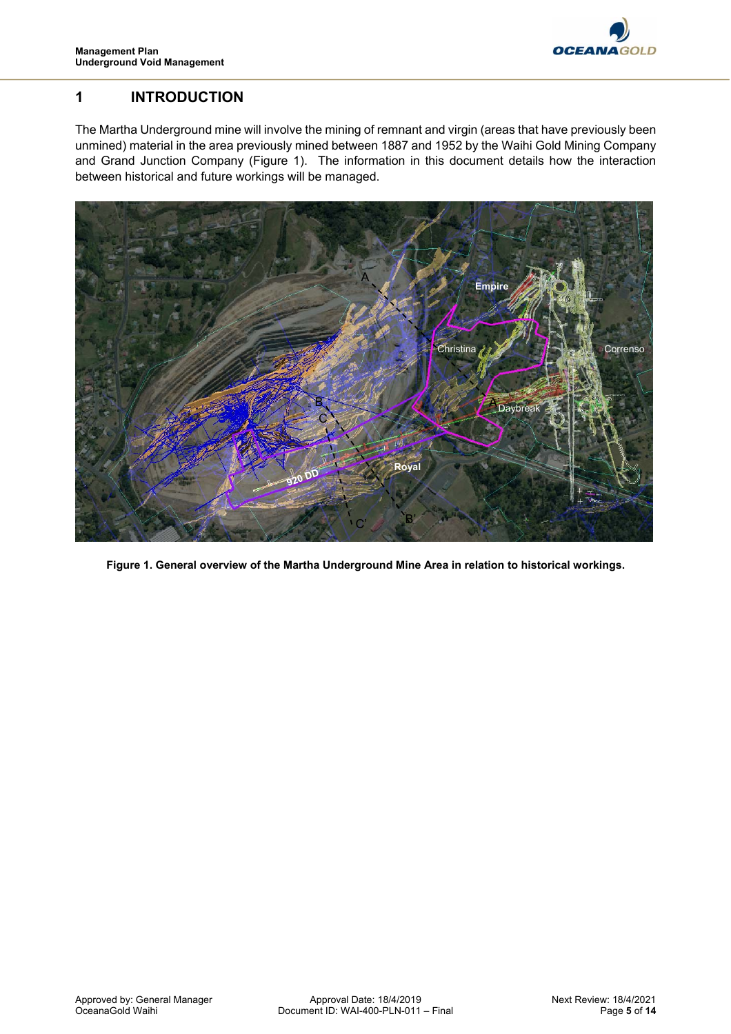# 1 INTRODUCTION

The Martha Underground mine will involve the mining of remnant and virgin (areas that have previously been unmined) material in the area previously mined between 1887 and 1952 by the Waihi Gold Mining Company and Grand Junction Company (Figure 1). The information in this document details how the interaction between historical and future workings will be managed.

**Figure 1. General overview of the Martha Underground Mine Area in relation to historical workings.**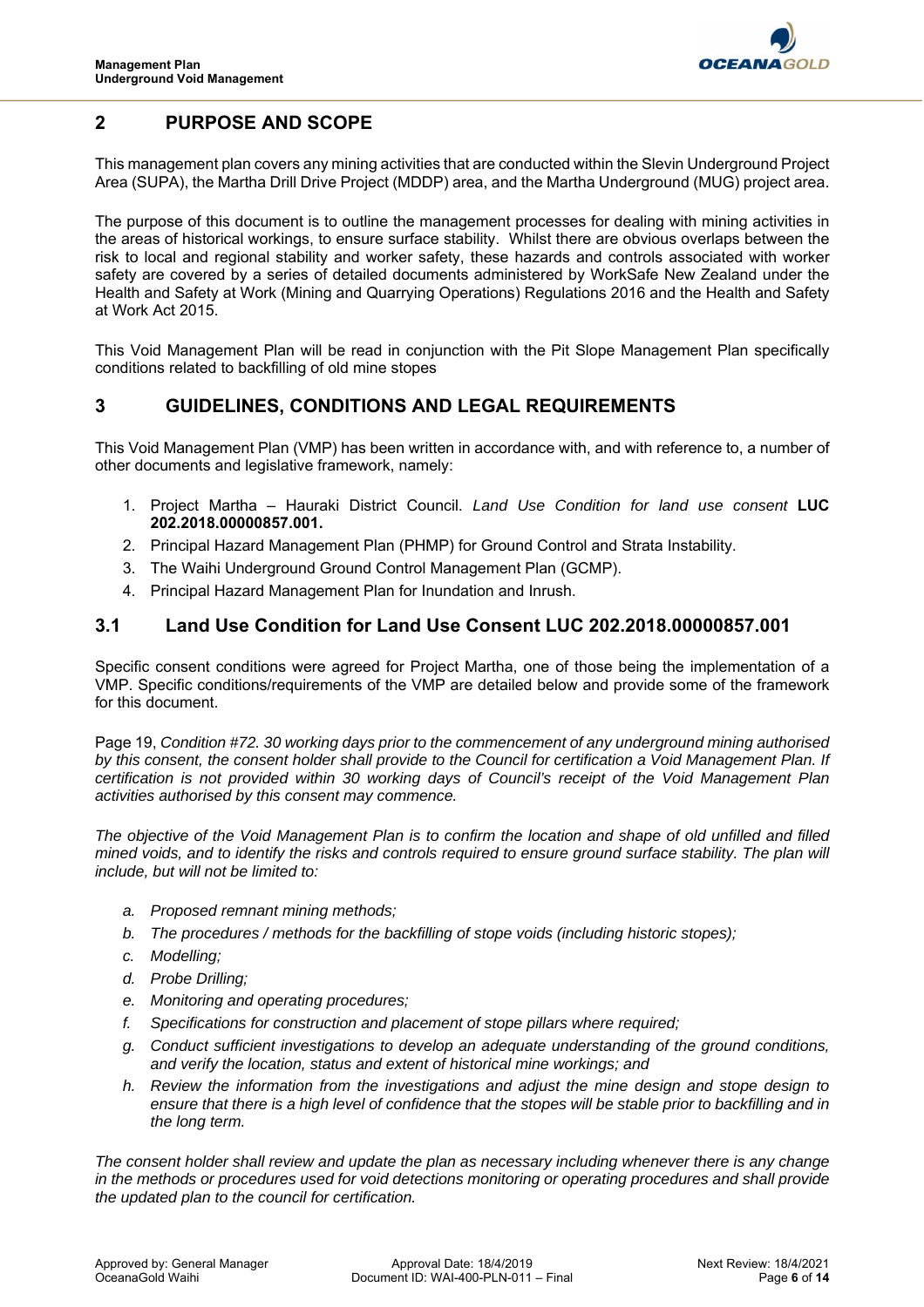## 2 PURPOSE AND SCOPE

This management plan covers any mining activities that are conducted within the Slevin Underground Project Area (SUPA), the Martha Drill Drive Project (MDDP) area, and the Martha Underground (MUG) project area.

The purpose of this document is to outline the management processes for dealing with mining activities in the areas of historical workings, to ensure surface stability. Whilst there are obvious overlaps between the risk to local and regional stability and worker safety, these hazards and controls associated with worker safety are covered by a series of detailed documents administered by WorkSafe New Zealand under the Health and Safety at Work (Mining and Quarrying Operations) Regulations 2016 and the Health and Safety at Work Act 2015.

This Void Management Plan will be read in conjunction with the Pit Slope Management Plan specifically conditions related to backfilling of old mine stopes

## 3 GUIDELINES, CONDITIONS AND LEGAL REQUIREMENTS

This Void Management Plan (VMP) has been written in accordance with, and with reference to, a number of other documents and legislative framework, namely:

1. Project Martha – Hauraki District Council. *Land Use Condition for land use consent* **LUC 202.2018.00000857.001.**
2. Principal Hazard Management Plan (PHMP) for Ground Control and Strata Instability.
3. The Waihi Underground Ground Control Management Plan (GCMP).
4. Principal Hazard Management Plan for Inundation and Inrush.

### 3.1 Land Use Condition for Land Use Consent LUC 202.2018.00000857.001

Specific consent conditions were agreed for Project Martha, one of those being the implementation of a VMP. Specific conditions/requirements of the VMP are detailed below and provide some of the framework for this document.

Page 19, *Condition #72. 30 working days prior to the commencement of any underground mining authorised by this consent, the consent holder shall provide to the Council for certification a Void Management Plan. If certification is not provided within 30 working days of Council's receipt of the Void Management Plan activities authorised by this consent may commence.*

*The objective of the Void Management Plan is to confirm the location and shape of old unfilled and filled mined voids, and to identify the risks and controls required to ensure ground surface stability. The plan will include, but will not be limited to:*

- *a. Proposed remnant mining methods;*
- *b. The procedures / methods for the backfilling of stope voids (including historic stopes);*
- *c. Modelling;*
- *d. Probe Drilling;*
- *e. Monitoring and operating procedures;*
- *f. Specifications for construction and placement of stope pillars where required;*
- *g. Conduct sufficient investigations to develop an adequate understanding of the ground conditions, and verify the location, status and extent of historical mine workings; and*
- *h. Review the information from the investigations and adjust the mine design and stope design to ensure that there is a high level of confidence that the stopes will be stable prior to backfilling and in the long term.*

*The consent holder shall review and update the plan as necessary including whenever there is any change in the methods or procedures used for void detections monitoring or operating procedures and shall provide the updated plan to the council for certification.*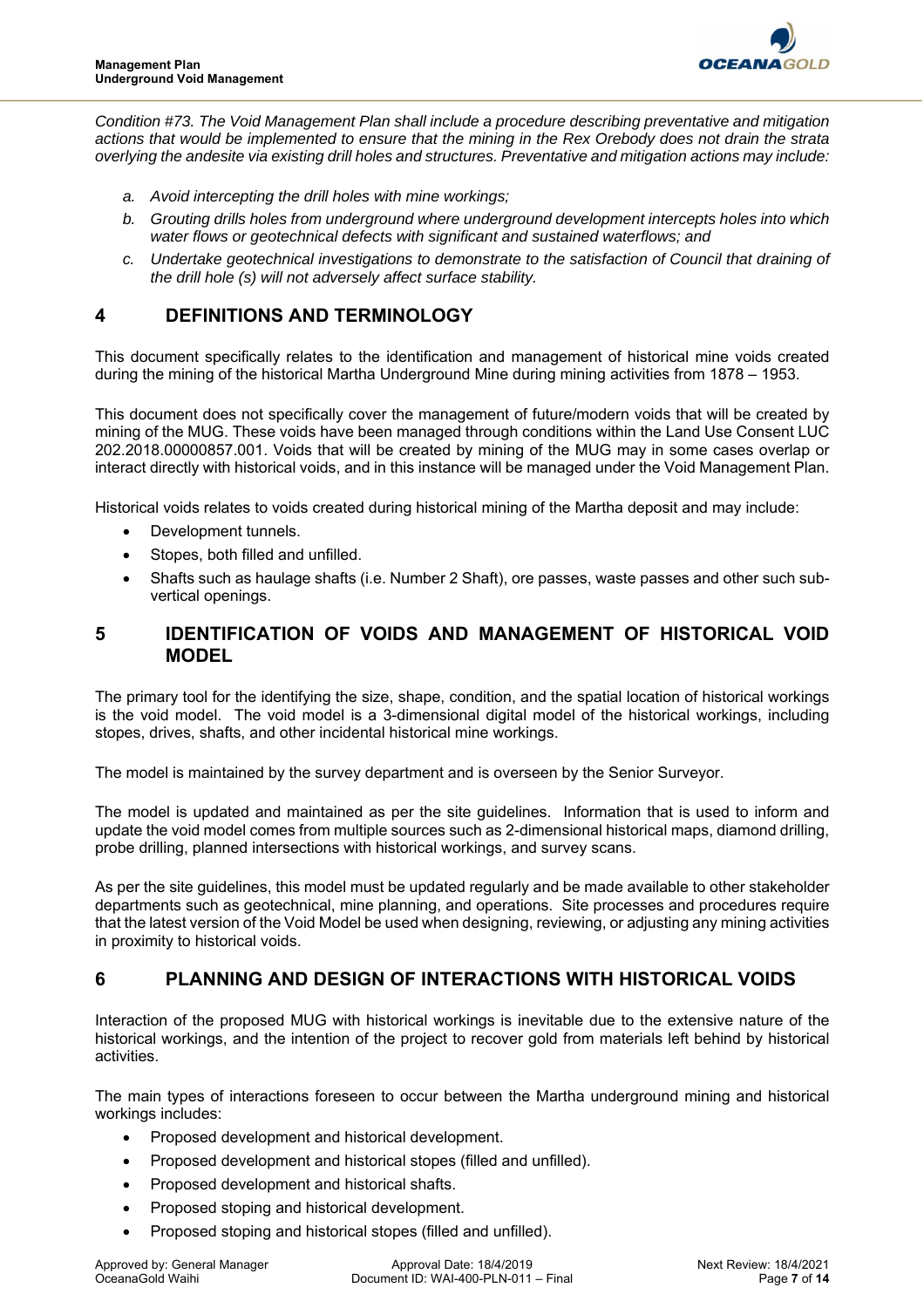*Condition #73. The Void Management Plan shall include a procedure describing preventative and mitigation actions that would be implemented to ensure that the mining in the Rex Orebody does not drain the strata overlying the andesite via existing drill holes and structures. Preventative and mitigation actions may include:*

*a. Avoid intercepting the drill holes with mine workings;*

*b. Grouting drills holes from underground where underground development intercepts holes into which water flows or geotechnical defects with significant and sustained waterflows; and*

*c. Undertake geotechnical investigations to demonstrate to the satisfaction of Council that draining of the drill hole (s) will not adversely affect surface stability.*

# 4 DEFINITIONS AND TERMINOLOGY

This document specifically relates to the identification and management of historical mine voids created during the mining of the historical Martha Underground Mine during mining activities from 1878 – 1953.

This document does not specifically cover the management of future/modern voids that will be created by mining of the MUG. These voids have been managed through conditions within the Land Use Consent LUC 202.2018.00000857.001. Voids that will be created by mining of the MUG may in some cases overlap or interact directly with historical voids, and in this instance will be managed under the Void Management Plan.

Historical voids relates to voids created during historical mining of the Martha deposit and may include:

- Development tunnels.
- Stopes, both filled and unfilled.
- Shafts such as haulage shafts (i.e. Number 2 Shaft), ore passes, waste passes and other such sub-vertical openings.

# 5 IDENTIFICATION OF VOIDS AND MANAGEMENT OF HISTORICAL VOID MODEL

The primary tool for the identifying the size, shape, condition, and the spatial location of historical workings is the void model. The void model is a 3-dimensional digital model of the historical workings, including stopes, drives, shafts, and other incidental historical mine workings.

The model is maintained by the survey department and is overseen by the Senior Surveyor.

The model is updated and maintained as per the site guidelines. Information that is used to inform and update the void model comes from multiple sources such as 2-dimensional historical maps, diamond drilling, probe drilling, planned intersections with historical workings, and survey scans.

As per the site guidelines, this model must be updated regularly and be made available to other stakeholder departments such as geotechnical, mine planning, and operations. Site processes and procedures require that the latest version of the Void Model be used when designing, reviewing, or adjusting any mining activities in proximity to historical voids.

# 6 PLANNING AND DESIGN OF INTERACTIONS WITH HISTORICAL VOIDS

Interaction of the proposed MUG with historical workings is inevitable due to the extensive nature of the historical workings, and the intention of the project to recover gold from materials left behind by historical activities.

The main types of interactions foreseen to occur between the Martha underground mining and historical workings includes:

- Proposed development and historical development.
- Proposed development and historical stopes (filled and unfilled).
- Proposed development and historical shafts.
- Proposed stoping and historical development.
- Proposed stoping and historical stopes (filled and unfilled).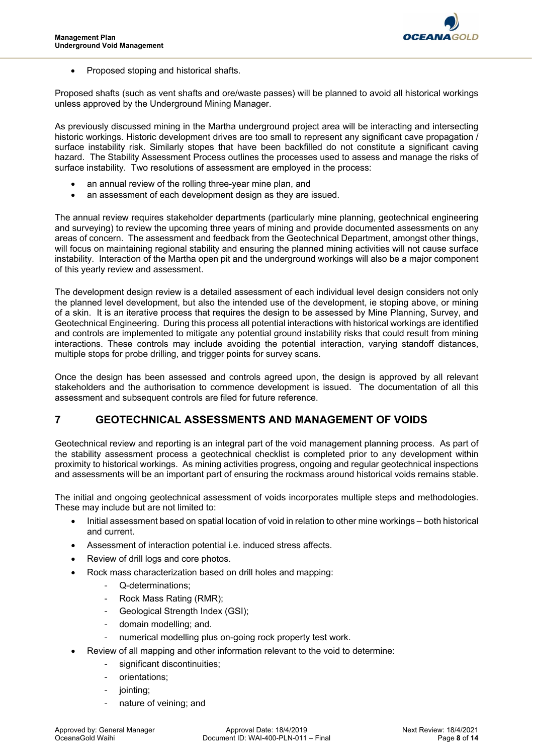- Proposed stoping and historical shafts.

Proposed shafts (such as vent shafts and ore/waste passes) will be planned to avoid all historical workings unless approved by the Underground Mining Manager.

As previously discussed mining in the Martha underground project area will be interacting and intersecting historic workings. Historic development drives are too small to represent any significant cave propagation / surface instability risk. Similarly stopes that have been backfilled do not constitute a significant caving hazard. The Stability Assessment Process outlines the processes used to assess and manage the risks of surface instability. Two resolutions of assessment are employed in the process:

- an annual review of the rolling three-year mine plan, and
- an assessment of each development design as they are issued.

The annual review requires stakeholder departments (particularly mine planning, geotechnical engineering and surveying) to review the upcoming three years of mining and provide documented assessments on any areas of concern. The assessment and feedback from the Geotechnical Department, amongst other things, will focus on maintaining regional stability and ensuring the planned mining activities will not cause surface instability. Interaction of the Martha open pit and the underground workings will also be a major component of this yearly review and assessment.

The development design review is a detailed assessment of each individual level design considers not only the planned level development, but also the intended use of the development, ie stoping above, or mining of a skin. It is an iterative process that requires the design to be assessed by Mine Planning, Survey, and Geotechnical Engineering. During this process all potential interactions with historical workings are identified and controls are implemented to mitigate any potential ground instability risks that could result from mining interactions. These controls may include avoiding the potential interaction, varying standoff distances, multiple stops for probe drilling, and trigger points for survey scans.

Once the design has been assessed and controls agreed upon, the design is approved by all relevant stakeholders and the authorisation to commence development is issued. The documentation of all this assessment and subsequent controls are filed for future reference.

# 7 GEOTECHNICAL ASSESSMENTS AND MANAGEMENT OF VOIDS

Geotechnical review and reporting is an integral part of the void management planning process. As part of the stability assessment process a geotechnical checklist is completed prior to any development within proximity to historical workings. As mining activities progress, ongoing and regular geotechnical inspections and assessments will be an important part of ensuring the rockmass around historical voids remains stable.

The initial and ongoing geotechnical assessment of voids incorporates multiple steps and methodologies. These may include but are not limited to:

- Initial assessment based on spatial location of void in relation to other mine workings – both historical and current.
- Assessment of interaction potential i.e. induced stress affects.
- Review of drill logs and core photos.
- Rock mass characterization based on drill holes and mapping:
  - Q-determinations;
  - Rock Mass Rating (RMR);
  - Geological Strength Index (GSI);
  - domain modelling; and.
  - numerical modelling plus on-going rock property test work.
- Review of all mapping and other information relevant to the void to determine:
  - significant discontinuities;
  - orientations;
  - jointing;
  - nature of veining; and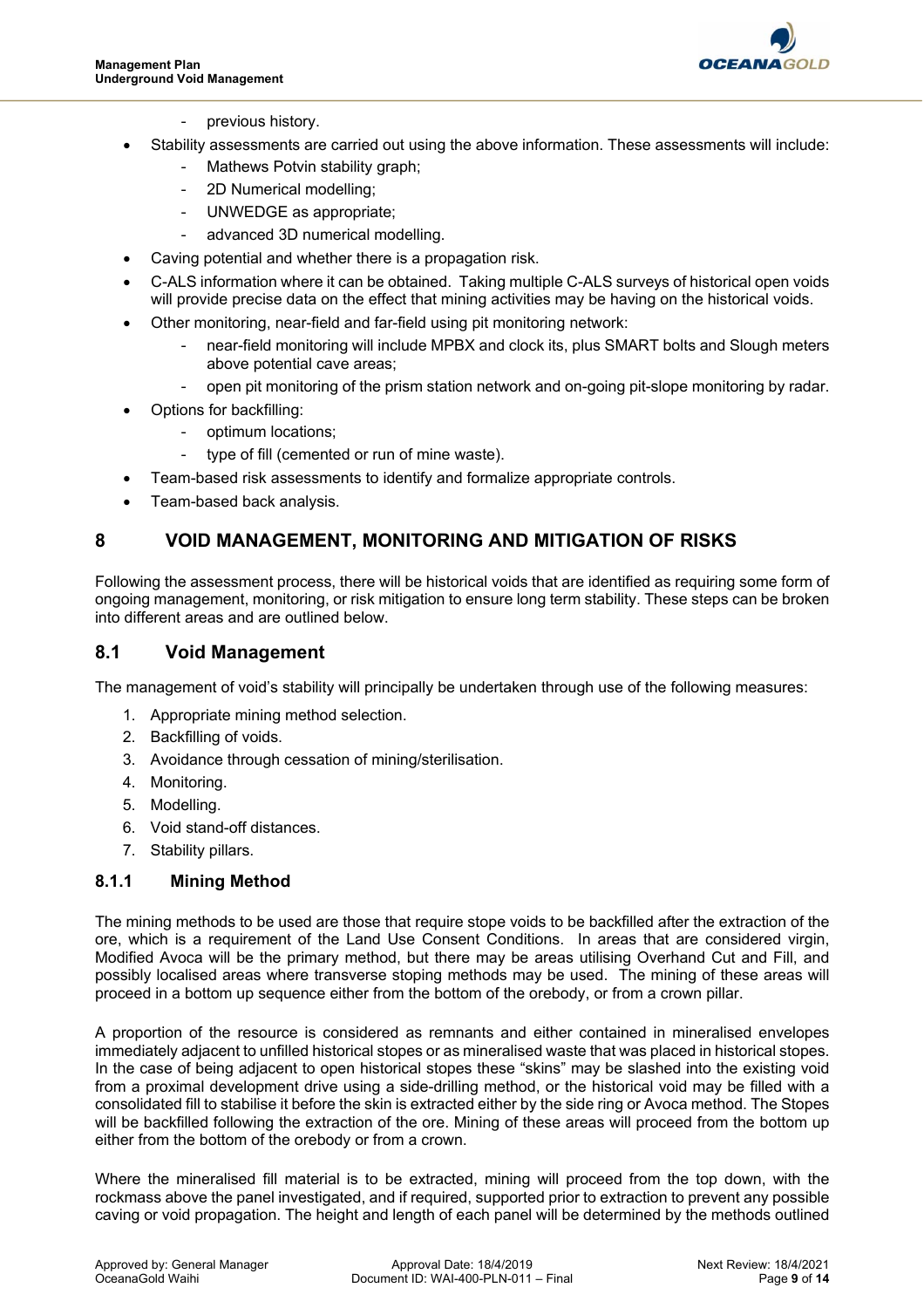- previous history.

- Stability assessments are carried out using the above information. These assessments will include:
  - Mathews Potvin stability graph;
  - 2D Numerical modelling;
  - UNWEDGE as appropriate;
  - advanced 3D numerical modelling.
- Caving potential and whether there is a propagation risk.
- C-ALS information where it can be obtained. Taking multiple C-ALS surveys of historical open voids will provide precise data on the effect that mining activities may be having on the historical voids.
- Other monitoring, near-field and far-field using pit monitoring network:
  - near-field monitoring will include MPBX and clock its, plus SMART bolts and Slough meters above potential cave areas;
  - open pit monitoring of the prism station network and on-going pit-slope monitoring by radar.
- Options for backfilling:
  - optimum locations;
  - type of fill (cemented or run of mine waste).
- Team-based risk assessments to identify and formalize appropriate controls.
- Team-based back analysis.

# 8 VOID MANAGEMENT, MONITORING AND MITIGATION OF RISKS

Following the assessment process, there will be historical voids that are identified as requiring some form of ongoing management, monitoring, or risk mitigation to ensure long term stability. These steps can be broken into different areas and are outlined below.

## 8.1 Void Management

The management of void's stability will principally be undertaken through use of the following measures:

1. Appropriate mining method selection.
2. Backfilling of voids.
3. Avoidance through cessation of mining/sterilisation.
4. Monitoring.
5. Modelling.
6. Void stand-off distances.
7. Stability pillars.

### 8.1.1 Mining Method

The mining methods to be used are those that require stope voids to be backfilled after the extraction of the ore, which is a requirement of the Land Use Consent Conditions. In areas that are considered virgin, Modified Avoca will be the primary method, but there may be areas utilising Overhand Cut and Fill, and possibly localised areas where transverse stoping methods may be used. The mining of these areas will proceed in a bottom up sequence either from the bottom of the orebody, or from a crown pillar.

A proportion of the resource is considered as remnants and either contained in mineralised envelopes immediately adjacent to unfilled historical stopes or as mineralised waste that was placed in historical stopes. In the case of being adjacent to open historical stopes these "skins" may be slashed into the existing void from a proximal development drive using a side-drilling method, or the historical void may be filled with a consolidated fill to stabilise it before the skin is extracted either by the side ring or Avoca method. The Stopes will be backfilled following the extraction of the ore. Mining of these areas will proceed from the bottom up either from the bottom of the orebody or from a crown.

Where the mineralised fill material is to be extracted, mining will proceed from the top down, with the rockmass above the panel investigated, and if required, supported prior to extraction to prevent any possible caving or void propagation. The height and length of each panel will be determined by the methods outlined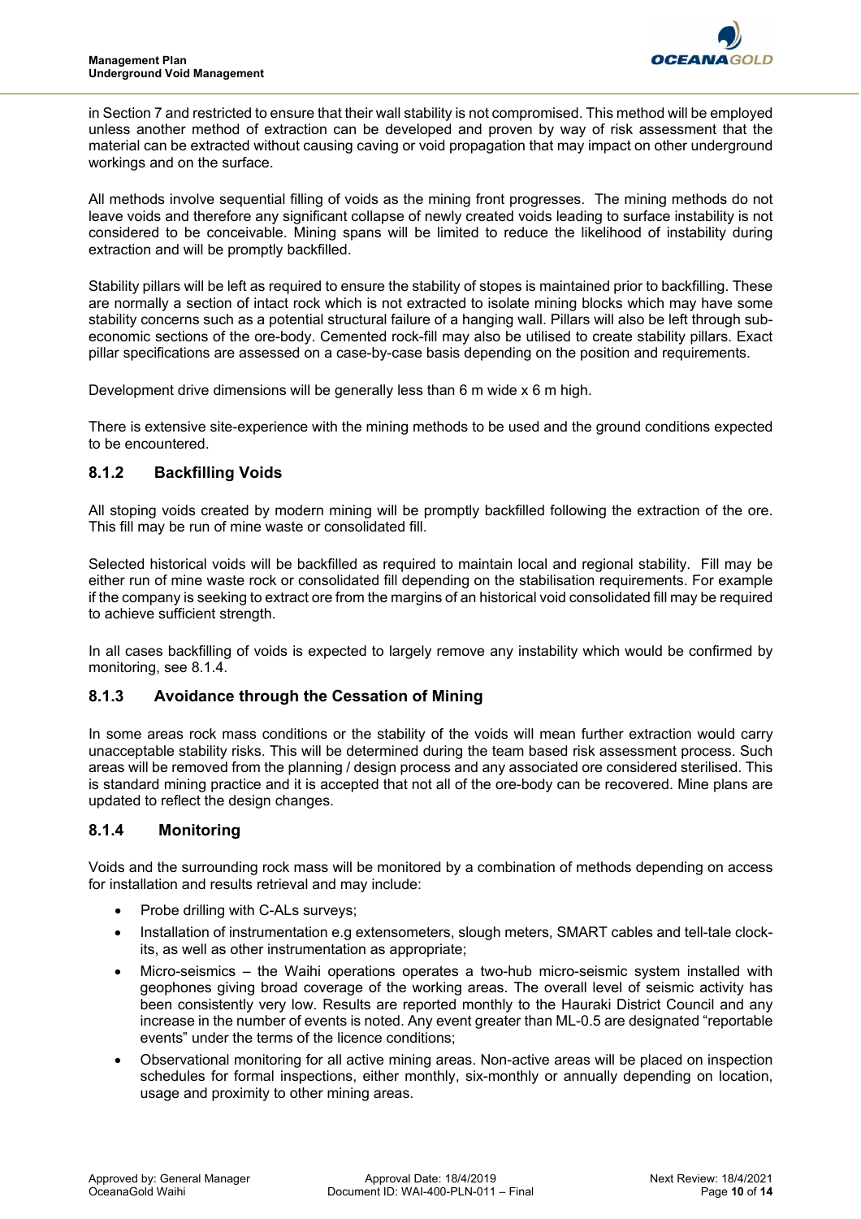in Section 7 and restricted to ensure that their wall stability is not compromised. This method will be employed unless another method of extraction can be developed and proven by way of risk assessment that the material can be extracted without causing caving or void propagation that may impact on other underground workings and on the surface.

All methods involve sequential filling of voids as the mining front progresses. The mining methods do not leave voids and therefore any significant collapse of newly created voids leading to surface instability is not considered to be conceivable. Mining spans will be limited to reduce the likelihood of instability during extraction and will be promptly backfilled.

Stability pillars will be left as required to ensure the stability of stopes is maintained prior to backfilling. These are normally a section of intact rock which is not extracted to isolate mining blocks which may have some stability concerns such as a potential structural failure of a hanging wall. Pillars will also be left through sub-economic sections of the ore-body. Cemented rock-fill may also be utilised to create stability pillars. Exact pillar specifications are assessed on a case-by-case basis depending on the position and requirements.

Development drive dimensions will be generally less than 6 m wide x 6 m high.

There is extensive site-experience with the mining methods to be used and the ground conditions expected to be encountered.

### 8.1.2 Backfilling Voids

All stoping voids created by modern mining will be promptly backfilled following the extraction of the ore. This fill may be run of mine waste or consolidated fill.

Selected historical voids will be backfilled as required to maintain local and regional stability. Fill may be either run of mine waste rock or consolidated fill depending on the stabilisation requirements. For example if the company is seeking to extract ore from the margins of an historical void consolidated fill may be required to achieve sufficient strength.

In all cases backfilling of voids is expected to largely remove any instability which would be confirmed by monitoring, see 8.1.4.

### 8.1.3 Avoidance through the Cessation of Mining

In some areas rock mass conditions or the stability of the voids will mean further extraction would carry unacceptable stability risks. This will be determined during the team based risk assessment process. Such areas will be removed from the planning / design process and any associated ore considered sterilised. This is standard mining practice and it is accepted that not all of the ore-body can be recovered. Mine plans are updated to reflect the design changes.

### 8.1.4 Monitoring

Voids and the surrounding rock mass will be monitored by a combination of methods depending on access for installation and results retrieval and may include:

- Probe drilling with C-ALs surveys;
- Installation of instrumentation e.g extensometers, slough meters, SMART cables and tell-tale clock-its, as well as other instrumentation as appropriate;
- Micro-seismics – the Waihi operations operates a two-hub micro-seismic system installed with geophones giving broad coverage of the working areas. The overall level of seismic activity has been consistently very low. Results are reported monthly to the Hauraki District Council and any increase in the number of events is noted. Any event greater than ML-0.5 are designated "reportable events" under the terms of the licence conditions;
- Observational monitoring for all active mining areas. Non-active areas will be placed on inspection schedules for formal inspections, either monthly, six-monthly or annually depending on location, usage and proximity to other mining areas.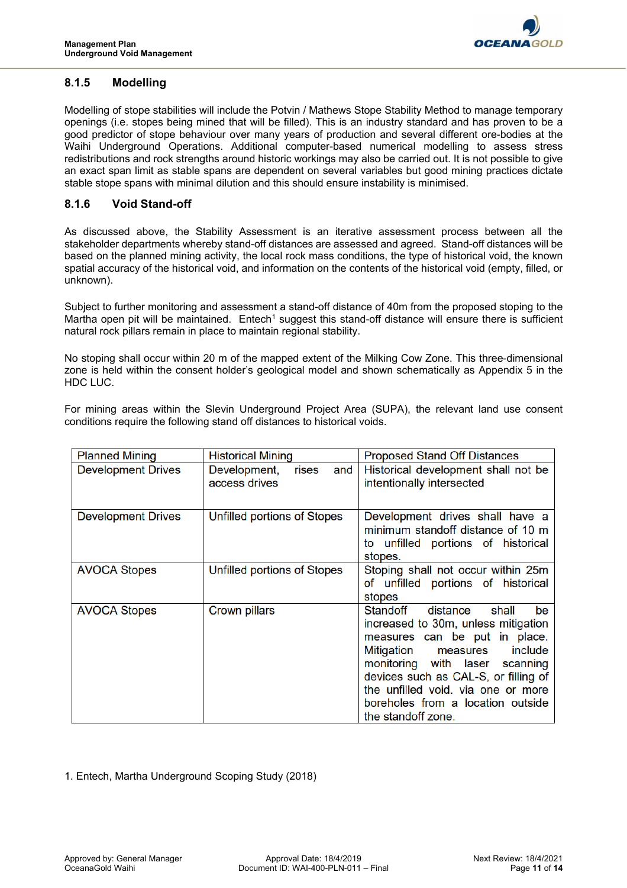### 8.1.5 Modelling

Modelling of stope stabilities will include the Potvin / Mathews Stope Stability Method to manage temporary openings (i.e. stopes being mined that will be filled). This is an industry standard and has proven to be a good predictor of stope behaviour over many years of production and several different ore-bodies at the Waihi Underground Operations. Additional computer-based numerical modelling to assess stress redistributions and rock strengths around historic workings may also be carried out. It is not possible to give an exact span limit as stable spans are dependent on several variables but good mining practices dictate stable stope spans with minimal dilution and this should ensure instability is minimised.

### 8.1.6 Void Stand-off

As discussed above, the Stability Assessment is an iterative assessment process between all the stakeholder departments whereby stand-off distances are assessed and agreed. Stand-off distances will be based on the planned mining activity, the local rock mass conditions, the type of historical void, the known spatial accuracy of the historical void, and information on the contents of the historical void (empty, filled, or unknown).

Subject to further monitoring and assessment a stand-off distance of 40m from the proposed stoping to the Martha open pit will be maintained. Entech[1] suggest this stand-off distance will ensure there is sufficient natural rock pillars remain in place to maintain regional stability.

No stoping shall occur within 20 m of the mapped extent of the Milking Cow Zone. This three-dimensional zone is held within the consent holder's geological model and shown schematically as Appendix 5 in the HDC LUC.

For mining areas within the Slevin Underground Project Area (SUPA), the relevant land use consent conditions require the following stand off distances to historical voids.

| Planned Mining | Historical Mining | Proposed Stand Off Distances |
|---|---|---|
| Development Drives | Development, rises and access drives | Historical development shall not be intentionally intersected |
| Development Drives | Unfilled portions of Stopes | Development drives shall have a minimum standoff distance of 10 m to unfilled portions of historical stopes. |
| AVOCA Stopes | Unfilled portions of Stopes | Stoping shall not occur within 25m of unfilled portions of historical stopes |
| AVOCA Stopes | Crown pillars | Standoff distance shall be increased to 30m, unless mitigation measures can be put in place. Mitigation measures include monitoring with laser scanning devices such as CAL-S, or filling of the unfilled void. via one or more boreholes from a location outside the standoff zone. |

1. Entech, Martha Underground Scoping Study (2018)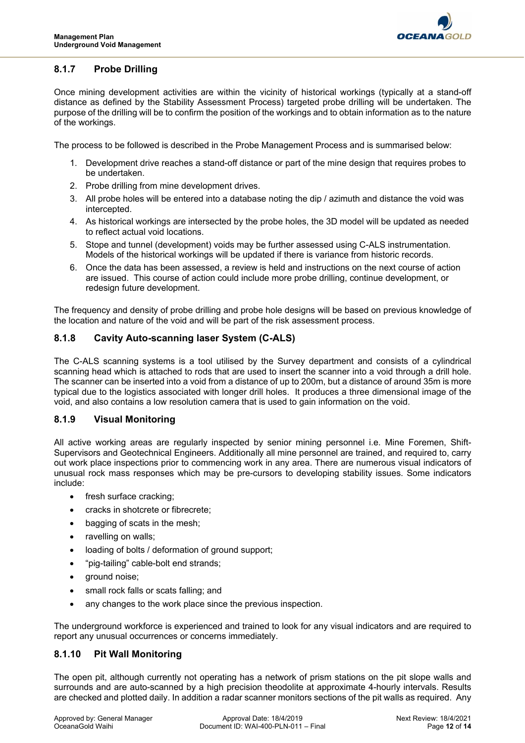### 8.1.7 Probe Drilling

Once mining development activities are within the vicinity of historical workings (typically at a stand-off distance as defined by the Stability Assessment Process) targeted probe drilling will be undertaken. The purpose of the drilling will be to confirm the position of the workings and to obtain information as to the nature of the workings.

The process to be followed is described in the Probe Management Process and is summarised below:

1. Development drive reaches a stand-off distance or part of the mine design that requires probes to be undertaken.
2. Probe drilling from mine development drives.
3. All probe holes will be entered into a database noting the dip / azimuth and distance the void was intercepted.
4. As historical workings are intersected by the probe holes, the 3D model will be updated as needed to reflect actual void locations.
5. Stope and tunnel (development) voids may be further assessed using C-ALS instrumentation. Models of the historical workings will be updated if there is variance from historic records.
6. Once the data has been assessed, a review is held and instructions on the next course of action are issued. This course of action could include more probe drilling, continue development, or redesign future development.

The frequency and density of probe drilling and probe hole designs will be based on previous knowledge of the location and nature of the void and will be part of the risk assessment process.

### 8.1.8 Cavity Auto-scanning laser System (C-ALS)

The C-ALS scanning systems is a tool utilised by the Survey department and consists of a cylindrical scanning head which is attached to rods that are used to insert the scanner into a void through a drill hole. The scanner can be inserted into a void from a distance of up to 200m, but a distance of around 35m is more typical due to the logistics associated with longer drill holes. It produces a three dimensional image of the void, and also contains a low resolution camera that is used to gain information on the void.

### 8.1.9 Visual Monitoring

All active working areas are regularly inspected by senior mining personnel i.e. Mine Foremen, Shift-Supervisors and Geotechnical Engineers. Additionally all mine personnel are trained, and required to, carry out work place inspections prior to commencing work in any area. There are numerous visual indicators of unusual rock mass responses which may be pre-cursors to developing stability issues. Some indicators include:

- fresh surface cracking;
- cracks in shotcrete or fibrecrete;
- bagging of scats in the mesh;
- ravelling on walls;
- loading of bolts / deformation of ground support;
- "pig-tailing" cable-bolt end strands;
- ground noise;
- small rock falls or scats falling; and
- any changes to the work place since the previous inspection.

The underground workforce is experienced and trained to look for any visual indicators and are required to report any unusual occurrences or concerns immediately.

### 8.1.10 Pit Wall Monitoring

The open pit, although currently not operating has a network of prism stations on the pit slope walls and surrounds and are auto-scanned by a high precision theodolite at approximate 4-hourly intervals. Results are checked and plotted daily. In addition a radar scanner monitors sections of the pit walls as required. Any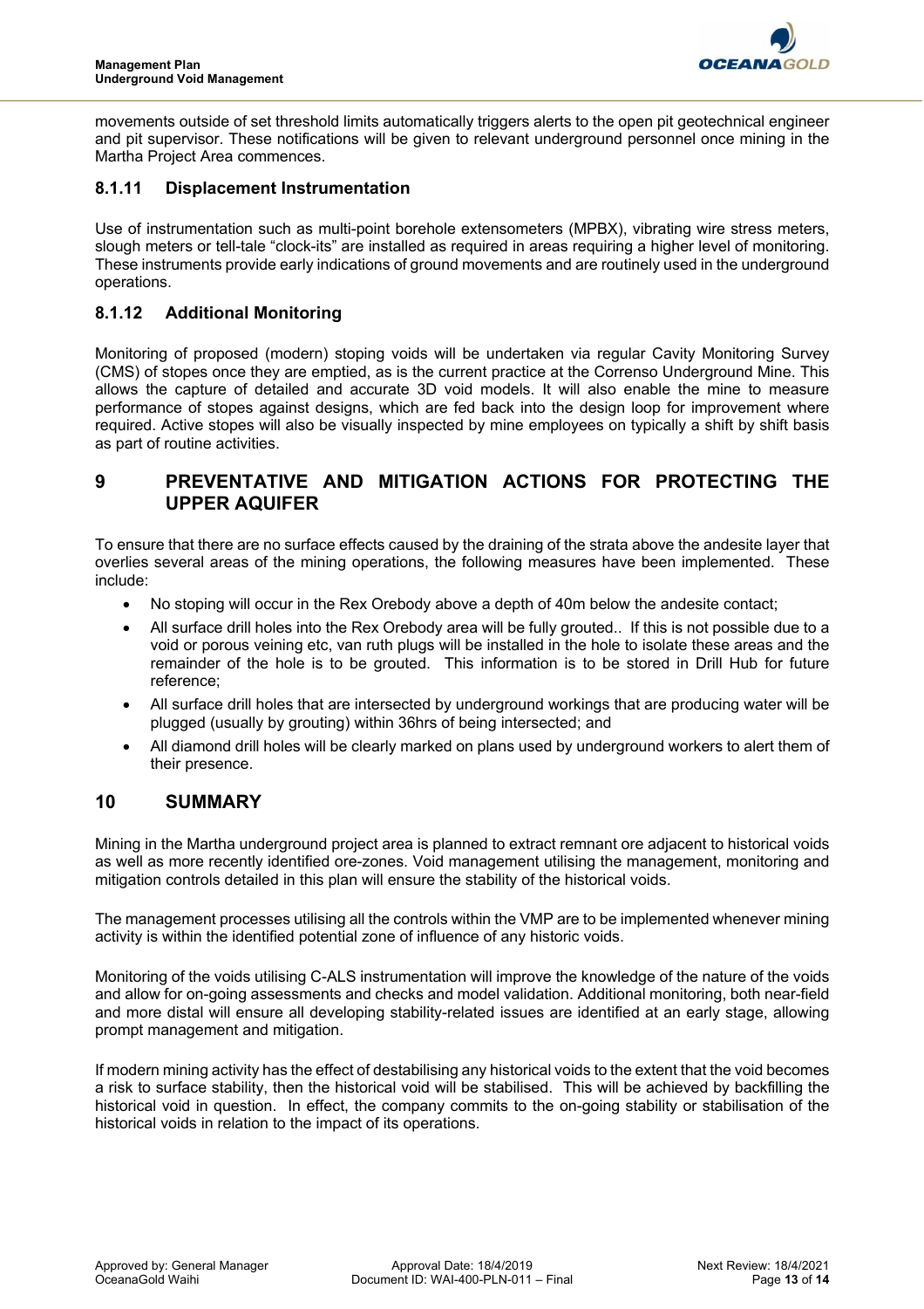movements outside of set threshold limits automatically triggers alerts to the open pit geotechnical engineer and pit supervisor. These notifications will be given to relevant underground personnel once mining in the Martha Project Area commences.

### 8.1.11 Displacement Instrumentation

Use of instrumentation such as multi-point borehole extensometers (MPBX), vibrating wire stress meters, slough meters or tell-tale “clock-its” are installed as required in areas requiring a higher level of monitoring. These instruments provide early indications of ground movements and are routinely used in the underground operations.

### 8.1.12 Additional Monitoring

Monitoring of proposed (modern) stoping voids will be undertaken via regular Cavity Monitoring Survey (CMS) of stopes once they are emptied, as is the current practice at the Correnso Underground Mine. This allows the capture of detailed and accurate 3D void models. It will also enable the mine to measure performance of stopes against designs, which are fed back into the design loop for improvement where required. Active stopes will also be visually inspected by mine employees on typically a shift by shift basis as part of routine activities.

# 9 PREVENTATIVE AND MITIGATION ACTIONS FOR PROTECTING THE UPPER AQUIFER

To ensure that there are no surface effects caused by the draining of the strata above the andesite layer that overlies several areas of the mining operations, the following measures have been implemented. These include:

- No stoping will occur in the Rex Orebody above a depth of 40m below the andesite contact;
- All surface drill holes into the Rex Orebody area will be fully grouted.. If this is not possible due to a void or porous veining etc, van ruth plugs will be installed in the hole to isolate these areas and the remainder of the hole is to be grouted. This information is to be stored in Drill Hub for future reference;
- All surface drill holes that are intersected by underground workings that are producing water will be plugged (usually by grouting) within 36hrs of being intersected; and
- All diamond drill holes will be clearly marked on plans used by underground workers to alert them of their presence.

# 10 SUMMARY

Mining in the Martha underground project area is planned to extract remnant ore adjacent to historical voids as well as more recently identified ore-zones. Void management utilising the management, monitoring and mitigation controls detailed in this plan will ensure the stability of the historical voids.

The management processes utilising all the controls within the VMP are to be implemented whenever mining activity is within the identified potential zone of influence of any historic voids.

Monitoring of the voids utilising C-ALS instrumentation will improve the knowledge of the nature of the voids and allow for on-going assessments and checks and model validation. Additional monitoring, both near-field and more distal will ensure all developing stability-related issues are identified at an early stage, allowing prompt management and mitigation.

If modern mining activity has the effect of destabilising any historical voids to the extent that the void becomes a risk to surface stability, then the historical void will be stabilised. This will be achieved by backfilling the historical void in question. In effect, the company commits to the on-going stability or stabilisation of the historical voids in relation to the impact of its operations.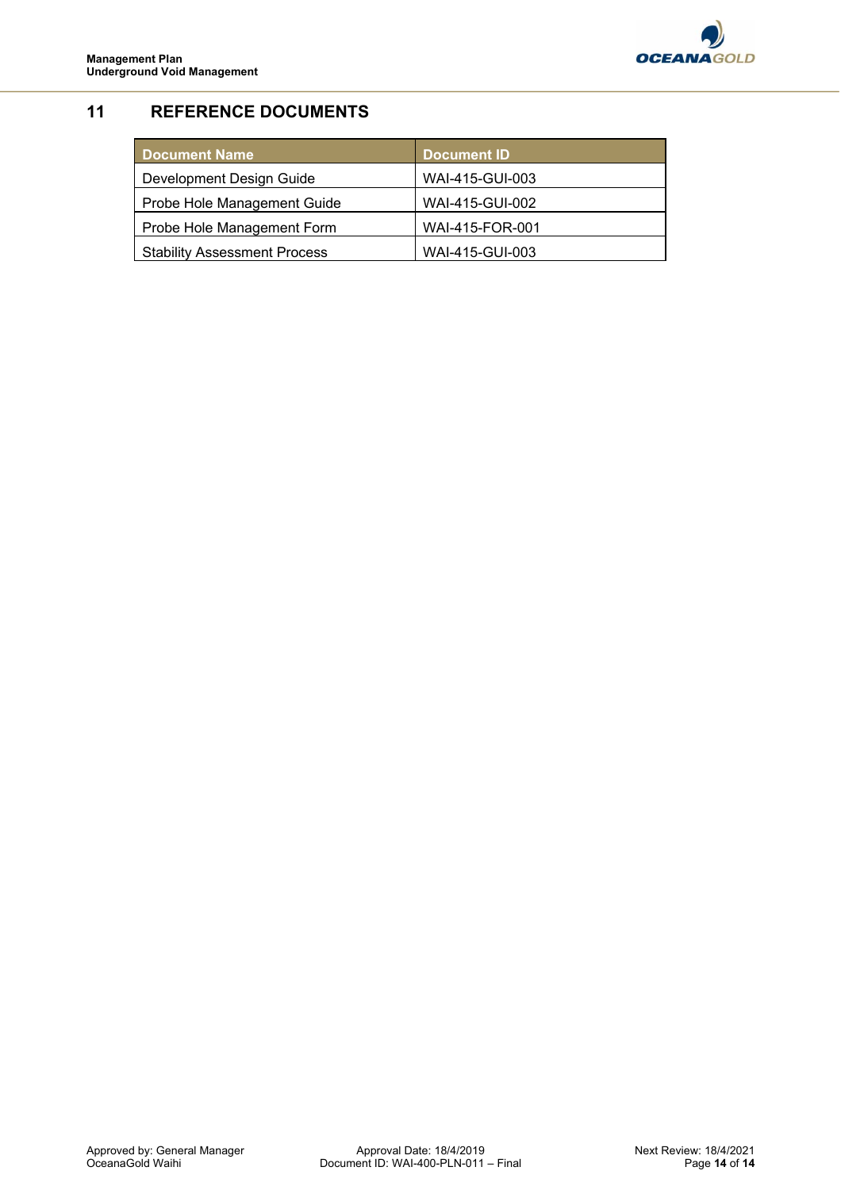# 11 REFERENCE DOCUMENTS

| Document Name | Document ID |
| --- | --- |
| Development Design Guide | WAI-415-GUI-003 |
| Probe Hole Management Guide | WAI-415-GUI-002 |
| Probe Hole Management Form | WAI-415-FOR-001 |
| Stability Assessment Process | WAI-415-GUI-003 |